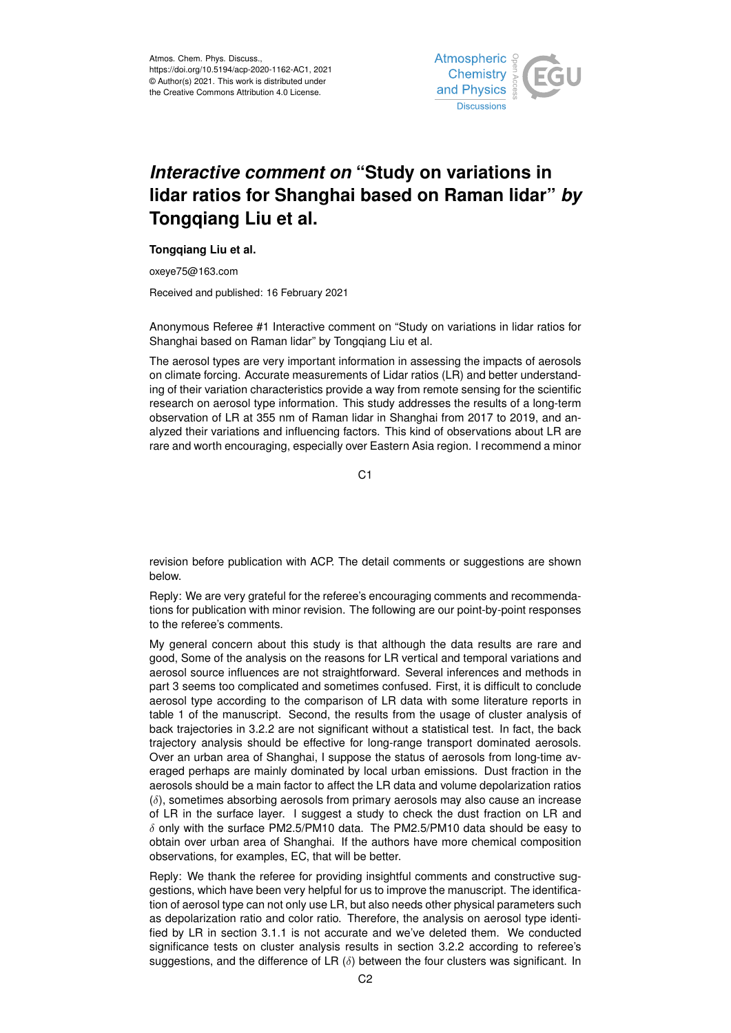Atmos. Chem. Phys. Discuss.,
https://doi.org/10.5194/acp-2020-1162-AC1, 2021
© Author(s) 2021. This work is distributed under
the Creative Commons Attribution 4.0 License.

# *Interactive comment on* "Study on variations in lidar ratios for Shanghai based on Raman lidar" *by* Tongqiang Liu et al.

**Tongqiang Liu et al.**

oxeye75@163.com

Received and published: 16 February 2021

Anonymous Referee #1 Interactive comment on "Study on variations in lidar ratios for Shanghai based on Raman lidar" by Tongqiang Liu et al.

The aerosol types are very important information in assessing the impacts of aerosols on climate forcing. Accurate measurements of Lidar ratios (LR) and better understanding of their variation characteristics provide a way from remote sensing for the scientific research on aerosol type information. This study addresses the results of a long-term observation of LR at 355 nm of Raman lidar in Shanghai from 2017 to 2019, and analyzed their variations and influencing factors. This kind of observations about LR are rare and worth encouraging, especially over Eastern Asia region. I recommend a minor revision before publication with ACP. The detail comments or suggestions are shown below.

Reply: We are very grateful for the referee's encouraging comments and recommendations for publication with minor revision. The following are our point-by-point responses to the referee's comments.

My general concern about this study is that although the data results are rare and good, Some of the analysis on the reasons for LR vertical and temporal variations and aerosol source influences are not straightforward. Several inferences and methods in part 3 seems too complicated and sometimes confused. First, it is difficult to conclude aerosol type according to the comparison of LR data with some literature reports in table 1 of the manuscript. Second, the results from the usage of cluster analysis of back trajectories in 3.2.2 are not significant without a statistical test. In fact, the back trajectory analysis should be effective for long-range transport dominated aerosols. Over an urban area of Shanghai, I suppose the status of aerosols from long-time averaged perhaps are mainly dominated by local urban emissions. Dust fraction in the aerosols should be a main factor to affect the LR data and volume depolarization ratios ($\delta$), sometimes absorbing aerosols from primary aerosols may also cause an increase of LR in the surface layer. I suggest a study to check the dust fraction on LR and $\delta$ only with the surface PM2.5/PM10 data. The PM2.5/PM10 data should be easy to obtain over urban area of Shanghai. If the authors have more chemical composition observations, for examples, EC, that will be better.

Reply: We thank the referee for providing insightful comments and constructive suggestions, which have been very helpful for us to improve the manuscript. The identification of aerosol type can not only use LR, but also needs other physical parameters such as depolarization ratio and color ratio. Therefore, the analysis on aerosol type identified by LR in section 3.1.1 is not accurate and we've deleted them. We conducted significance tests on cluster analysis results in section 3.2.2 according to referee's suggestions, and the difference of LR ($\delta$) between the four clusters was significant. In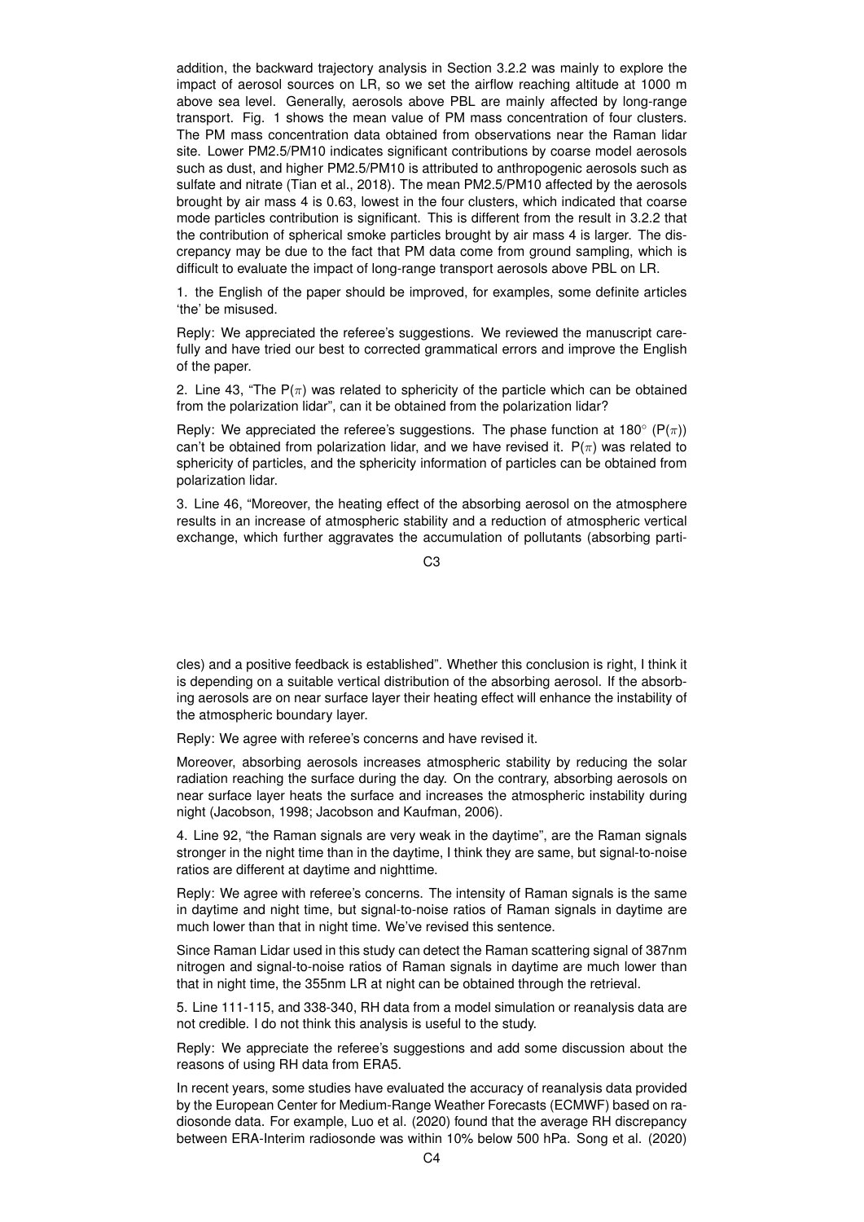addition, the backward trajectory analysis in Section 3.2.2 was mainly to explore the impact of aerosol sources on LR, so we set the airflow reaching altitude at 1000 m above sea level. Generally, aerosols above PBL are mainly affected by long-range transport. Fig. 1 shows the mean value of PM mass concentration of four clusters. The PM mass concentration data obtained from observations near the Raman lidar site. Lower PM2.5/PM10 indicates significant contributions by coarse model aerosols such as dust, and higher PM2.5/PM10 is attributed to anthropogenic aerosols such as sulfate and nitrate (Tian et al., 2018). The mean PM2.5/PM10 affected by the aerosols brought by air mass 4 is 0.63, lowest in the four clusters, which indicated that coarse mode particles contribution is significant. This is different from the result in 3.2.2 that the contribution of spherical smoke particles brought by air mass 4 is larger. The discrepancy may be due to the fact that PM data come from ground sampling, which is difficult to evaluate the impact of long-range transport aerosols above PBL on LR.

1. the English of the paper should be improved, for examples, some definite articles 'the' be misused.

Reply: We appreciated the referee's suggestions. We reviewed the manuscript carefully and have tried our best to corrected grammatical errors and improve the English of the paper.

2. Line 43, "The $P(\pi)$ was related to sphericity of the particle which can be obtained from the polarization lidar", can it be obtained from the polarization lidar?

Reply: We appreciated the referee's suggestions. The phase function at 180° ($P(\pi)$) can't be obtained from polarization lidar, and we have revised it. $P(\pi)$ was related to sphericity of particles, and the sphericity information of particles can be obtained from polarization lidar.

3. Line 46, "Moreover, the heating effect of the absorbing aerosol on the atmosphere results in an increase of atmospheric stability and a reduction of atmospheric vertical exchange, which further aggravates the accumulation of pollutants (absorbing particles) and a positive feedback is established". Whether this conclusion is right, I think it is depending on a suitable vertical distribution of the absorbing aerosol. If the absorbing aerosols are on near surface layer their heating effect will enhance the instability of the atmospheric boundary layer.

Reply: We agree with referee's concerns and have revised it.

Moreover, absorbing aerosols increases atmospheric stability by reducing the solar radiation reaching the surface during the day. On the contrary, absorbing aerosols on near surface layer heats the surface and increases the atmospheric instability during night (Jacobson, 1998; Jacobson and Kaufman, 2006).

4. Line 92, "the Raman signals are very weak in the daytime", are the Raman signals stronger in the night time than in the daytime, I think they are same, but signal-to-noise ratios are different at daytime and nighttime.

Reply: We agree with referee's concerns. The intensity of Raman signals is the same in daytime and night time, but signal-to-noise ratios of Raman signals in daytime are much lower than that in night time. We've revised this sentence.

Since Raman Lidar used in this study can detect the Raman scattering signal of 387nm nitrogen and signal-to-noise ratios of Raman signals in daytime are much lower than that in night time, the 355nm LR at night can be obtained through the retrieval.

5. Line 111-115, and 338-340, RH data from a model simulation or reanalysis data are not credible. I do not think this analysis is useful to the study.

Reply: We appreciate the referee's suggestions and add some discussion about the reasons of using RH data from ERA5.

In recent years, some studies have evaluated the accuracy of reanalysis data provided by the European Center for Medium-Range Weather Forecasts (ECMWF) based on radiosonde data. For example, Luo et al. (2020) found that the average RH discrepancy between ERA-Interim radiosonde was within 10% below 500 hPa. Song et al. (2020)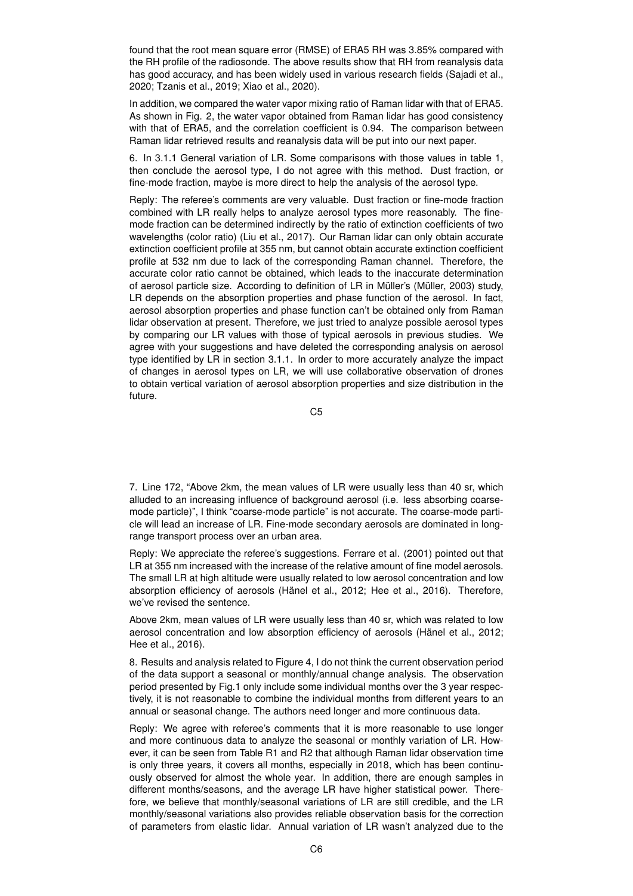found that the root mean square error (RMSE) of ERA5 RH was 3.85% compared with the RH profile of the radiosonde. The above results show that RH from reanalysis data has good accuracy, and has been widely used in various research fields (Sajadi et al., 2020; Tzanis et al., 2019; Xiao et al., 2020).

In addition, we compared the water vapor mixing ratio of Raman lidar with that of ERA5. As shown in Fig. 2, the water vapor obtained from Raman lidar has good consistency with that of ERA5, and the correlation coefficient is 0.94. The comparison between Raman lidar retrieved results and reanalysis data will be put into our next paper.

6. In 3.1.1 General variation of LR. Some comparisons with those values in table 1, then conclude the aerosol type, I do not agree with this method. Dust fraction, or fine-mode fraction, maybe is more direct to help the analysis of the aerosol type.

Reply: The referee's comments are very valuable. Dust fraction or fine-mode fraction combined with LR really helps to analyze aerosol types more reasonably. The fine-mode fraction can be determined indirectly by the ratio of extinction coefficients of two wavelengths (color ratio) (Liu et al., 2017). Our Raman lidar can only obtain accurate extinction coefficient profile at 355 nm, but cannot obtain accurate extinction coefficient profile at 532 nm due to lack of the corresponding Raman channel. Therefore, the accurate color ratio cannot be obtained, which leads to the inaccurate determination of aerosol particle size. According to definition of LR in Müller's (Müller, 2003) study, LR depends on the absorption properties and phase function of the aerosol. In fact, aerosol absorption properties and phase function can't be obtained only from Raman lidar observation at present. Therefore, we just tried to analyze possible aerosol types by comparing our LR values with those of typical aerosols in previous studies. We agree with your suggestions and have deleted the corresponding analysis on aerosol type identified by LR in section 3.1.1. In order to more accurately analyze the impact of changes in aerosol types on LR, we will use collaborative observation of drones to obtain vertical variation of aerosol absorption properties and size distribution in the future.

7. Line 172, "Above 2km, the mean values of LR were usually less than 40 sr, which alluded to an increasing influence of background aerosol (i.e. less absorbing coarse-mode particle)", I think "coarse-mode particle" is not accurate. The coarse-mode particle will lead an increase of LR. Fine-mode secondary aerosols are dominated in long-range transport process over an urban area.

Reply: We appreciate the referee's suggestions. Ferrare et al. (2001) pointed out that LR at 355 nm increased with the increase of the relative amount of fine model aerosols. The small LR at high altitude were usually related to low aerosol concentration and low absorption efficiency of aerosols (Hänel et al., 2012; Hee et al., 2016). Therefore, we've revised the sentence.

Above 2km, mean values of LR were usually less than 40 sr, which was related to low aerosol concentration and low absorption efficiency of aerosols (Hänel et al., 2012; Hee et al., 2016).

8. Results and analysis related to Figure 4, I do not think the current observation period of the data support a seasonal or monthly/annual change analysis. The observation period presented by Fig.1 only include some individual months over the 3 year respectively, it is not reasonable to combine the individual months from different years to an annual or seasonal change. The authors need longer and more continuous data.

Reply: We agree with referee's comments that it is more reasonable to use longer and more continuous data to analyze the seasonal or monthly variation of LR. However, it can be seen from Table R1 and R2 that although Raman lidar observation time is only three years, it covers all months, especially in 2018, which has been continuously observed for almost the whole year. In addition, there are enough samples in different months/seasons, and the average LR have higher statistical power. Therefore, we believe that monthly/seasonal variations of LR are still credible, and the LR monthly/seasonal variations also provides reliable observation basis for the correction of parameters from elastic lidar. Annual variation of LR wasn't analyzed due to the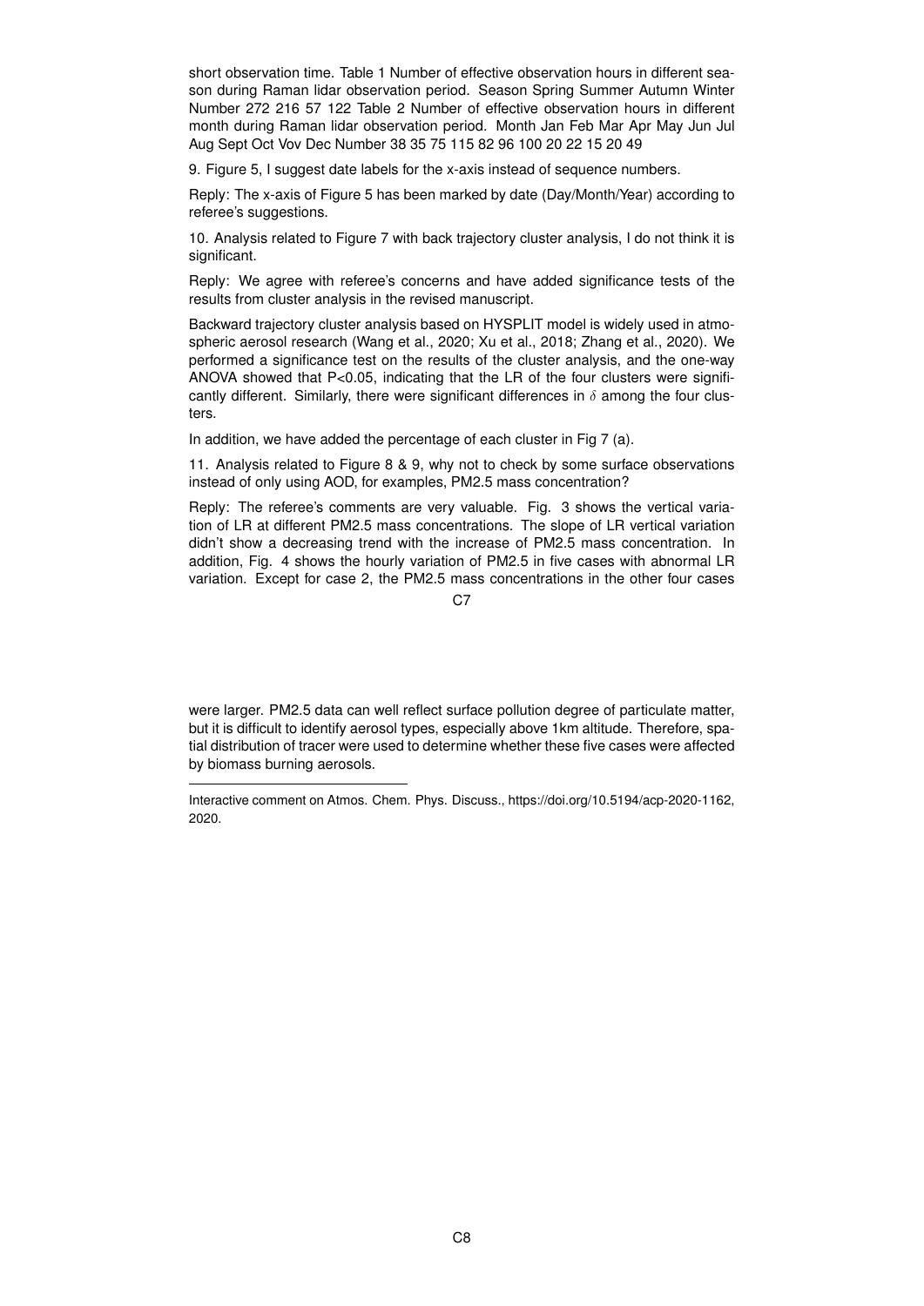short observation time. Table 1 Number of effective observation hours in different season during Raman lidar observation period. Season Spring Summer Autumn Winter Number 272 216 57 122 Table 2 Number of effective observation hours in different month during Raman lidar observation period. Month Jan Feb Mar Apr May Jun Jul Aug Sept Oct Vov Dec Number 38 35 75 115 82 96 100 20 22 15 20 49

9. Figure 5, I suggest date labels for the x-axis instead of sequence numbers.

Reply: The x-axis of Figure 5 has been marked by date (Day/Month/Year) according to referee's suggestions.

10. Analysis related to Figure 7 with back trajectory cluster analysis, I do not think it is significant.

Reply: We agree with referee's concerns and have added significance tests of the results from cluster analysis in the revised manuscript.

Backward trajectory cluster analysis based on HYSPLIT model is widely used in atmospheric aerosol research (Wang et al., 2020; Xu et al., 2018; Zhang et al., 2020). We performed a significance test on the results of the cluster analysis, and the one-way ANOVA showed that $P<0.05$, indicating that the LR of the four clusters were significantly different. Similarly, there were significant differences in $\delta$ among the four clusters.

In addition, we have added the percentage of each cluster in Fig 7 (a).

11. Analysis related to Figure 8 & 9, why not to check by some surface observations instead of only using AOD, for examples, PM2.5 mass concentration?

Reply: The referee's comments are very valuable. Fig. 3 shows the vertical variation of LR at different PM2.5 mass concentrations. The slope of LR vertical variation didn't show a decreasing trend with the increase of PM2.5 mass concentration. In addition, Fig. 4 shows the hourly variation of PM2.5 in five cases with abnormal LR variation. Except for case 2, the PM2.5 mass concentrations in the other four cases were larger. PM2.5 data can well reflect surface pollution degree of particulate matter, but it is difficult to identify aerosol types, especially above 1km altitude. Therefore, spatial distribution of tracer were used to determine whether these five cases were affected by biomass burning aerosols.

Interactive comment on Atmos. Chem. Phys. Discuss., https://doi.org/10.5194/acp-2020-1162, 2020.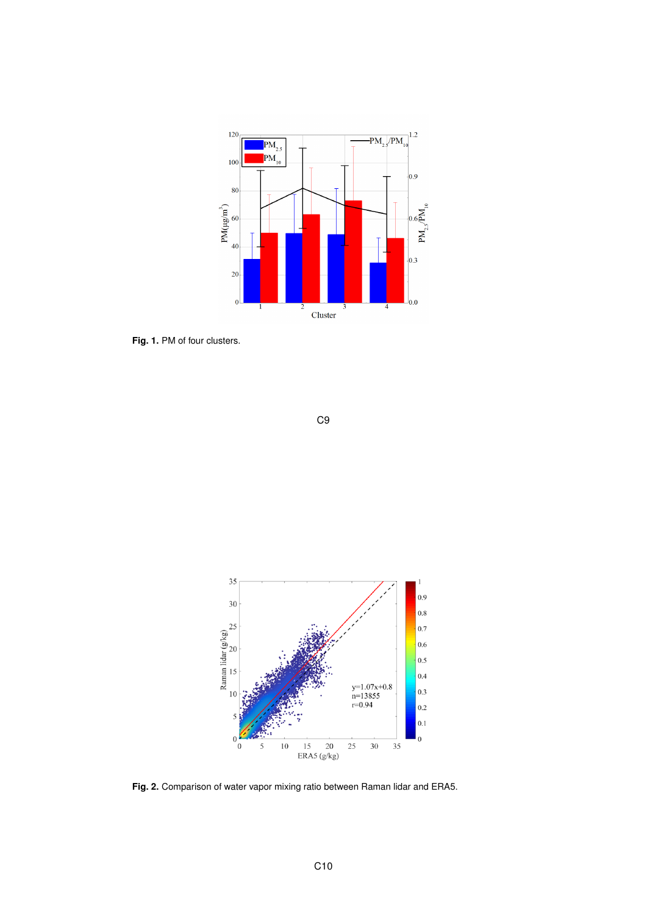**Fig. 1.** PM of four clusters.

**Fig. 2.** Comparison of water vapor mixing ratio between Raman lidar and ERA5.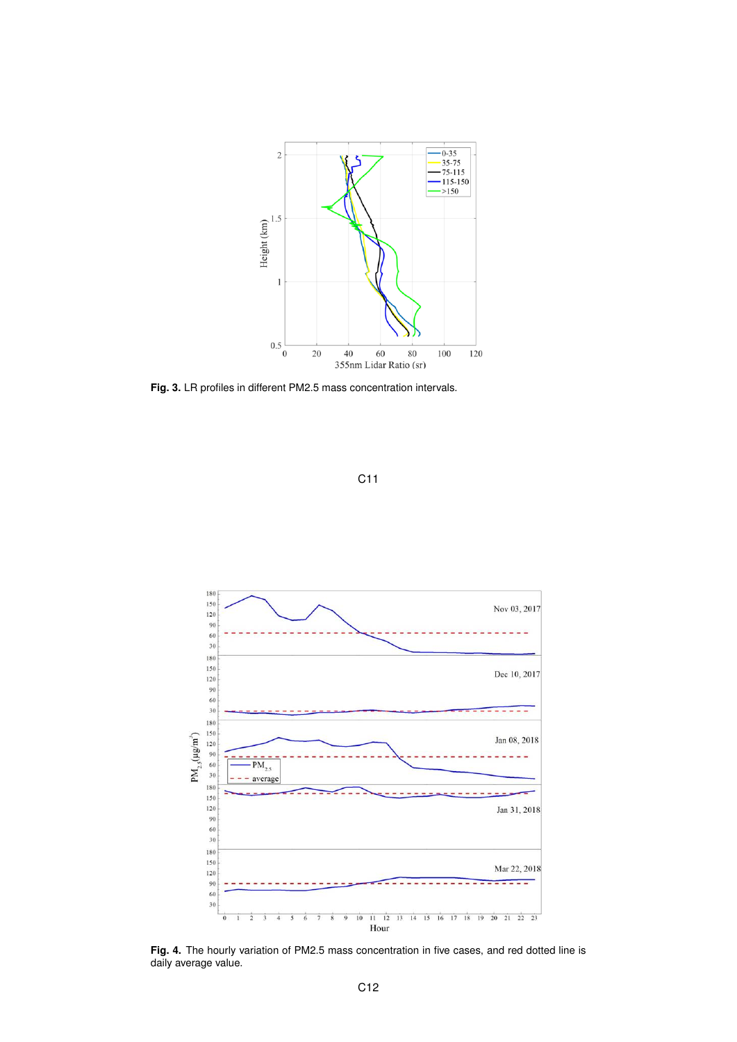2
1.5
1
0.5
Height (km)
0 20 40 60 80 100 120
355nm Lidar Ratio (sr)
0-35
35-75
75-115
115-150
>150

**Fig. 3.** LR profiles in different PM2.5 mass concentration intervals.

180
150
120
90
60
30
Nov 03, 2017
Dec 10, 2017
Jan 08, 2018
Jan 31, 2018
Mar 22, 2018
$PM_{2.5}$ ($\mu g/m^3$)
$PM_{2.5}$
average
0 1 2 3 4 5 6 7 8 9 10 11 12 13 14 15 16 17 18 19 20 21 22 23
Hour

**Fig. 4.** The hourly variation of PM2.5 mass concentration in five cases, and red dotted line is daily average value.